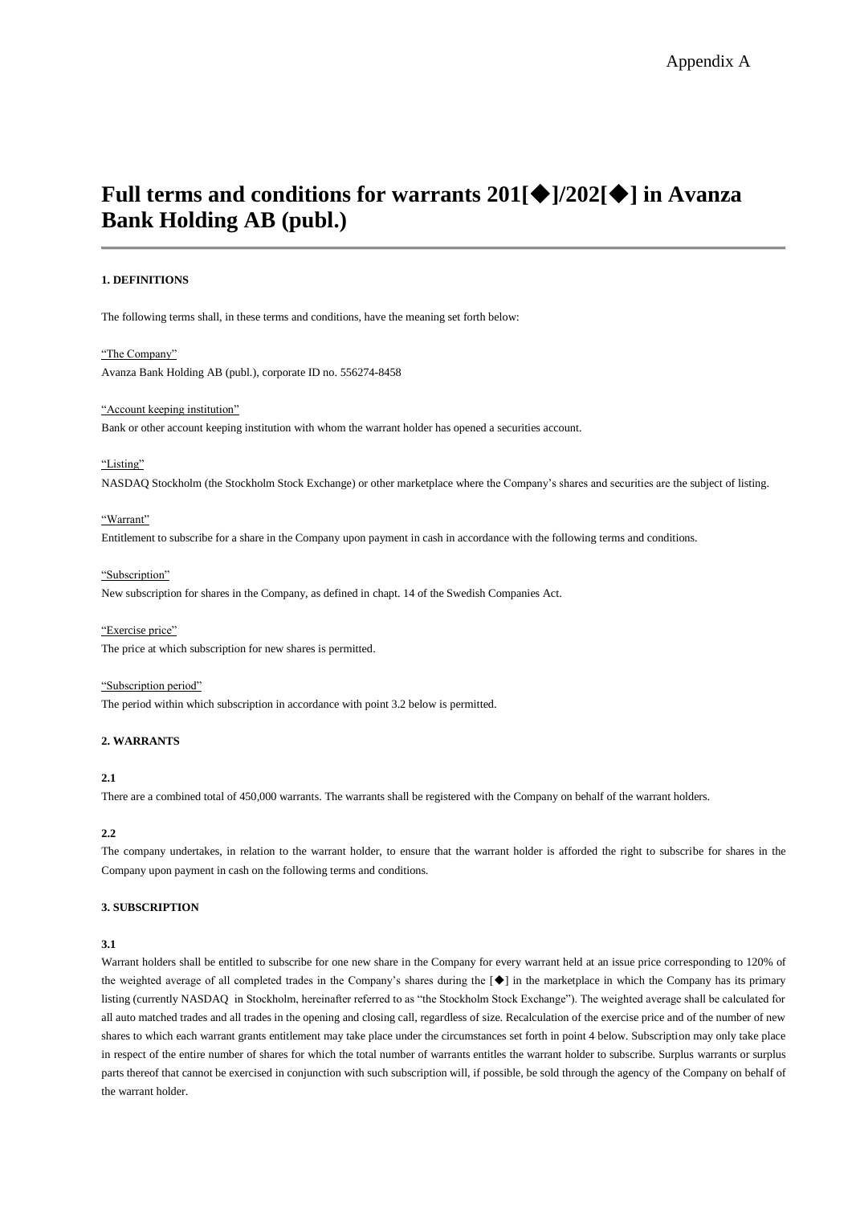Appendix A

# Full terms and conditions for warrants 201[◆]/202[◆] in Avanza Bank Holding AB (publ.)

## 1. DEFINITIONS

The following terms shall, in these terms and conditions, have the meaning set forth below:

"The Company"
Avanza Bank Holding AB (publ.), corporate ID no. 556274-8458

"Account keeping institution"
Bank or other account keeping institution with whom the warrant holder has opened a securities account.

"Listing"
NASDAQ Stockholm (the Stockholm Stock Exchange) or other marketplace where the Company's shares and securities are the subject of listing.

"Warrant"
Entitlement to subscribe for a share in the Company upon payment in cash in accordance with the following terms and conditions.

"Subscription"
New subscription for shares in the Company, as defined in chapt. 14 of the Swedish Companies Act.

"Exercise price"
The price at which subscription for new shares is permitted.

"Subscription period"
The period within which subscription in accordance with point 3.2 below is permitted.

## 2. WARRANTS

**2.1**
There are a combined total of 450,000 warrants. The warrants shall be registered with the Company on behalf of the warrant holders.

**2.2**
The company undertakes, in relation to the warrant holder, to ensure that the warrant holder is afforded the right to subscribe for shares in the Company upon payment in cash on the following terms and conditions.

## 3. SUBSCRIPTION

**3.1**
Warrant holders shall be entitled to subscribe for one new share in the Company for every warrant held at an issue price corresponding to 120% of the weighted average of all completed trades in the Company's shares during the [◆] in the marketplace in which the Company has its primary listing (currently NASDAQ in Stockholm, hereinafter referred to as "the Stockholm Stock Exchange"). The weighted average shall be calculated for all auto matched trades and all trades in the opening and closing call, regardless of size. Recalculation of the exercise price and of the number of new shares to which each warrant grants entitlement may take place under the circumstances set forth in point 4 below. Subscription may only take place in respect of the entire number of shares for which the total number of warrants entitles the warrant holder to subscribe. Surplus warrants or surplus parts thereof that cannot be exercised in conjunction with such subscription will, if possible, be sold through the agency of the Company on behalf of the warrant holder.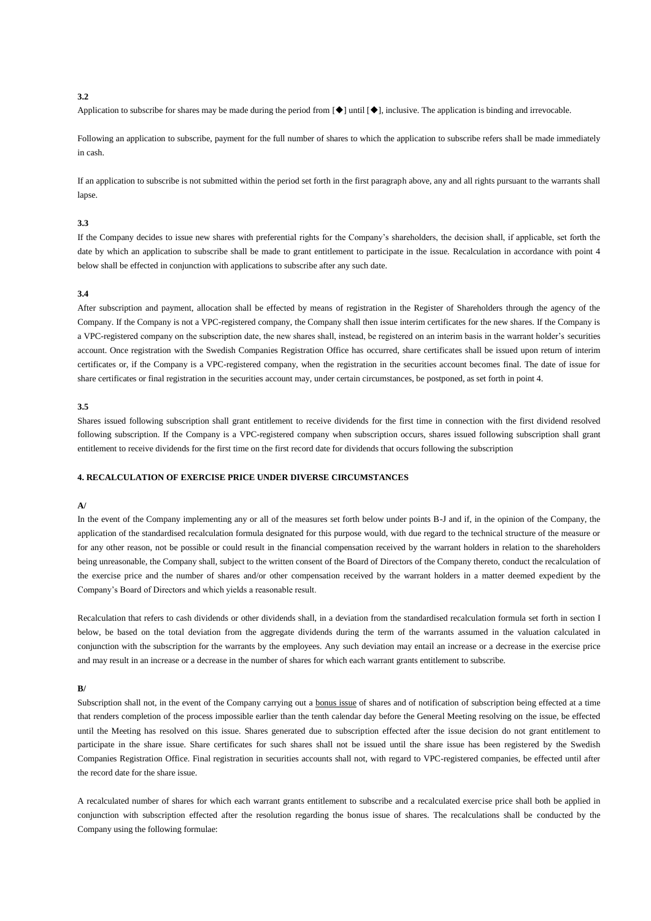**3.2**

Application to subscribe for shares may be made during the period from [◆] until [◆], inclusive. The application is binding and irrevocable.

Following an application to subscribe, payment for the full number of shares to which the application to subscribe refers shall be made immediately in cash.

If an application to subscribe is not submitted within the period set forth in the first paragraph above, any and all rights pursuant to the warrants shall lapse.

**3.3**

If the Company decides to issue new shares with preferential rights for the Company's shareholders, the decision shall, if applicable, set forth the date by which an application to subscribe shall be made to grant entitlement to participate in the issue. Recalculation in accordance with point 4 below shall be effected in conjunction with applications to subscribe after any such date.

**3.4**

After subscription and payment, allocation shall be effected by means of registration in the Register of Shareholders through the agency of the Company. If the Company is not a VPC-registered company, the Company shall then issue interim certificates for the new shares. If the Company is a VPC-registered company on the subscription date, the new shares shall, instead, be registered on an interim basis in the warrant holder's securities account. Once registration with the Swedish Companies Registration Office has occurred, share certificates shall be issued upon return of interim certificates or, if the Company is a VPC-registered company, when the registration in the securities account becomes final. The date of issue for share certificates or final registration in the securities account may, under certain circumstances, be postponed, as set forth in point 4.

**3.5**

Shares issued following subscription shall grant entitlement to receive dividends for the first time in connection with the first dividend resolved following subscription. If the Company is a VPC-registered company when subscription occurs, shares issued following subscription shall grant entitlement to receive dividends for the first time on the first record date for dividends that occurs following the subscription

## 4. RECALCULATION OF EXERCISE PRICE UNDER DIVERSE CIRCUMSTANCES

**A/**

In the event of the Company implementing any or all of the measures set forth below under points B-J and if, in the opinion of the Company, the application of the standardised recalculation formula designated for this purpose would, with due regard to the technical structure of the measure or for any other reason, not be possible or could result in the financial compensation received by the warrant holders in relation to the shareholders being unreasonable, the Company shall, subject to the written consent of the Board of Directors of the Company thereto, conduct the recalculation of the exercise price and the number of shares and/or other compensation received by the warrant holders in a matter deemed expedient by the Company's Board of Directors and which yields a reasonable result.

Recalculation that refers to cash dividends or other dividends shall, in a deviation from the standardised recalculation formula set forth in section I below, be based on the total deviation from the aggregate dividends during the term of the warrants assumed in the valuation calculated in conjunction with the subscription for the warrants by the employees. Any such deviation may entail an increase or a decrease in the exercise price and may result in an increase or a decrease in the number of shares for which each warrant grants entitlement to subscribe.

**B/**

Subscription shall not, in the event of the Company carrying out a bonus issue of shares and of notification of subscription being effected at a time that renders completion of the process impossible earlier than the tenth calendar day before the General Meeting resolving on the issue, be effected until the Meeting has resolved on this issue. Shares generated due to subscription effected after the issue decision do not grant entitlement to participate in the share issue. Share certificates for such shares shall not be issued until the share issue has been registered by the Swedish Companies Registration Office. Final registration in securities accounts shall not, with regard to VPC-registered companies, be effected until after the record date for the share issue.

A recalculated number of shares for which each warrant grants entitlement to subscribe and a recalculated exercise price shall both be applied in conjunction with subscription effected after the resolution regarding the bonus issue of shares. The recalculations shall be conducted by the Company using the following formulae: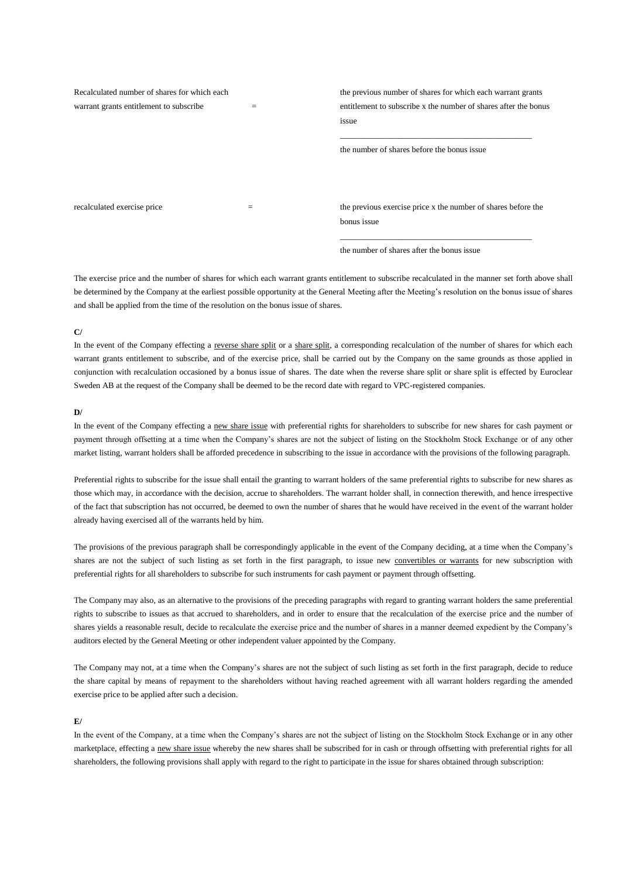$$\text{Recalculated number of shares for which each warrant grants entitlement to subscribe} = \frac{\text{the previous number of shares for which each warrant grants entitlement to subscribe x the number of shares after the bonus issue}}{\text{the number of shares before the bonus issue}}$$

$$\text{recalculated exercise price} = \frac{\text{the previous exercise price x the number of shares before the bonus issue}}{\text{the number of shares after the bonus issue}}$$

The exercise price and the number of shares for which each warrant grants entitlement to subscribe recalculated in the manner set forth above shall be determined by the Company at the earliest possible opportunity at the General Meeting after the Meeting's resolution on the bonus issue of shares and shall be applied from the time of the resolution on the bonus issue of shares.

**C/**

In the event of the Company effecting a reverse share split or a share split, a corresponding recalculation of the number of shares for which each warrant grants entitlement to subscribe, and of the exercise price, shall be carried out by the Company on the same grounds as those applied in conjunction with recalculation occasioned by a bonus issue of shares. The date when the reverse share split or share split is effected by Euroclear Sweden AB at the request of the Company shall be deemed to be the record date with regard to VPC-registered companies.

**D/**

In the event of the Company effecting a new share issue with preferential rights for shareholders to subscribe for new shares for cash payment or payment through offsetting at a time when the Company's shares are not the subject of listing on the Stockholm Stock Exchange or of any other market listing, warrant holders shall be afforded precedence in subscribing to the issue in accordance with the provisions of the following paragraph.

Preferential rights to subscribe for the issue shall entail the granting to warrant holders of the same preferential rights to subscribe for new shares as those which may, in accordance with the decision, accrue to shareholders. The warrant holder shall, in connection therewith, and hence irrespective of the fact that subscription has not occurred, be deemed to own the number of shares that he would have received in the event of the warrant holder already having exercised all of the warrants held by him.

The provisions of the previous paragraph shall be correspondingly applicable in the event of the Company deciding, at a time when the Company's shares are not the subject of such listing as set forth in the first paragraph, to issue new convertibles or warrants for new subscription with preferential rights for all shareholders to subscribe for such instruments for cash payment or payment through offsetting.

The Company may also, as an alternative to the provisions of the preceding paragraphs with regard to granting warrant holders the same preferential rights to subscribe to issues as that accrued to shareholders, and in order to ensure that the recalculation of the exercise price and the number of shares yields a reasonable result, decide to recalculate the exercise price and the number of shares in a manner deemed expedient by the Company's auditors elected by the General Meeting or other independent valuer appointed by the Company.

The Company may not, at a time when the Company's shares are not the subject of such listing as set forth in the first paragraph, decide to reduce the share capital by means of repayment to the shareholders without having reached agreement with all warrant holders regarding the amended exercise price to be applied after such a decision.

**E/**

In the event of the Company, at a time when the Company's shares are not the subject of listing on the Stockholm Stock Exchange or in any other marketplace, effecting a new share issue whereby the new shares shall be subscribed for in cash or through offsetting with preferential rights for all shareholders, the following provisions shall apply with regard to the right to participate in the issue for shares obtained through subscription: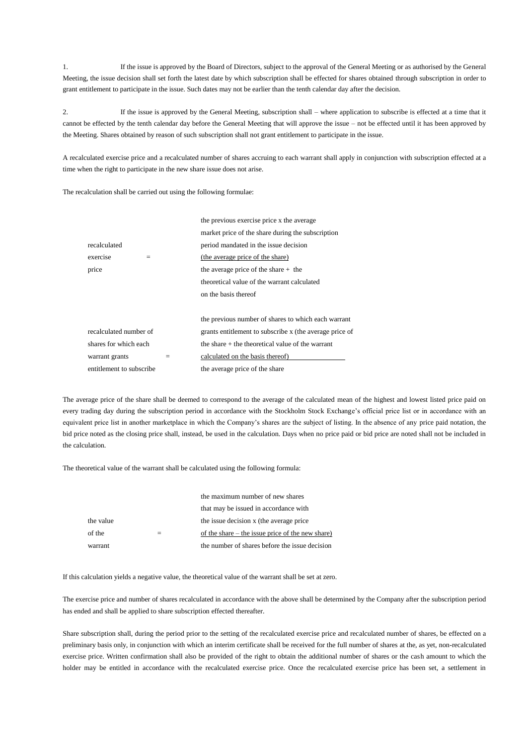1. If the issue is approved by the Board of Directors, subject to the approval of the General Meeting or as authorised by the General Meeting, the issue decision shall set forth the latest date by which subscription shall be effected for shares obtained through subscription in order to grant entitlement to participate in the issue. Such dates may not be earlier than the tenth calendar day after the decision.

2. If the issue is approved by the General Meeting, subscription shall – where application to subscribe is effected at a time that it cannot be effected by the tenth calendar day before the General Meeting that will approve the issue – not be effected until it has been approved by the Meeting. Shares obtained by reason of such subscription shall not grant entitlement to participate in the issue.

A recalculated exercise price and a recalculated number of shares accruing to each warrant shall apply in conjunction with subscription effected at a time when the right to participate in the new share issue does not arise.

The recalculation shall be carried out using the following formulae:

$$\text{recalculated exercise price} = \frac{\text{the previous exercise price x the average market price of the share during the subscription period mandated in the issue decision (the average price of the share)}}{\text{the average price of the share + the theoretical value of the warrant calculated on the basis thereof}}$$

$$\text{recalculated number of shares for which each warrant grants entitlement to subscribe} = \frac{\text{the previous number of shares to which each warrant grants entitlement to subscribe x (the average price of the share + the theoretical value of the warrant calculated on the basis thereof)}}{\text{the average price of the share}}$$

The average price of the share shall be deemed to correspond to the average of the calculated mean of the highest and lowest listed price paid on every trading day during the subscription period in accordance with the Stockholm Stock Exchange's official price list or in accordance with an equivalent price list in another marketplace in which the Company's shares are the subject of listing. In the absence of any price paid notation, the bid price noted as the closing price shall, instead, be used in the calculation. Days when no price paid or bid price are noted shall not be included in the calculation.

The theoretical value of the warrant shall be calculated using the following formula:

$$\text{the value of the warrant} = \frac{\text{the maximum number of new shares that may be issued in accordance with the issue decision x (the average price of the share – the issue price of the new share)}}{\text{the number of shares before the issue decision}}$$

If this calculation yields a negative value, the theoretical value of the warrant shall be set at zero.

The exercise price and number of shares recalculated in accordance with the above shall be determined by the Company after the subscription period has ended and shall be applied to share subscription effected thereafter.

Share subscription shall, during the period prior to the setting of the recalculated exercise price and recalculated number of shares, be effected on a preliminary basis only, in conjunction with which an interim certificate shall be received for the full number of shares at the, as yet, non-recalculated exercise price. Written confirmation shall also be provided of the right to obtain the additional number of shares or the cash amount to which the holder may be entitled in accordance with the recalculated exercise price. Once the recalculated exercise price has been set, a settlement in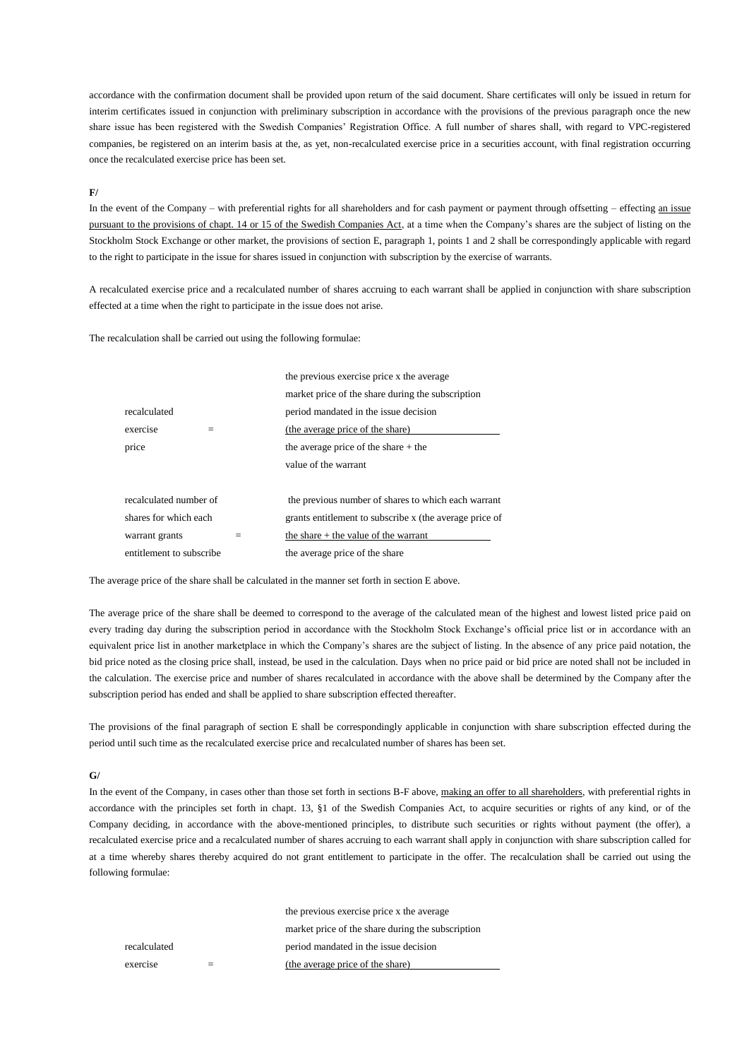accordance with the confirmation document shall be provided upon return of the said document. Share certificates will only be issued in return for interim certificates issued in conjunction with preliminary subscription in accordance with the provisions of the previous paragraph once the new share issue has been registered with the Swedish Companies' Registration Office. A full number of shares shall, with regard to VPC-registered companies, be registered on an interim basis at the, as yet, non-recalculated exercise price in a securities account, with final registration occurring once the recalculated exercise price has been set.

**F/**

In the event of the Company – with preferential rights for all shareholders and for cash payment or payment through offsetting – effecting an issue pursuant to the provisions of chapt. 14 or 15 of the Swedish Companies Act, at a time when the Company's shares are the subject of listing on the Stockholm Stock Exchange or other market, the provisions of section E, paragraph 1, points 1 and 2 shall be correspondingly applicable with regard to the right to participate in the issue for shares issued in conjunction with subscription by the exercise of warrants.

A recalculated exercise price and a recalculated number of shares accruing to each warrant shall be applied in conjunction with share subscription effected at a time when the right to participate in the issue does not arise.

The recalculation shall be carried out using the following formulae:

$$\text{recalculated exercise price} = \frac{\text{the previous exercise price x the average market price of the share during the subscription period mandated in the issue decision (the average price of the share)}}{\text{the average price of the share + the value of the warrant}}$$

$$\text{recalculated number of shares for which each warrant grants entitlement to subscribe} = \frac{\text{the previous number of shares to which each warrant grants entitlement to subscribe x (the average price of the share + the value of the warrant}}{\text{the average price of the share}}$$

The average price of the share shall be calculated in the manner set forth in section E above.

The average price of the share shall be deemed to correspond to the average of the calculated mean of the highest and lowest listed price paid on every trading day during the subscription period in accordance with the Stockholm Stock Exchange's official price list or in accordance with an equivalent price list in another marketplace in which the Company's shares are the subject of listing. In the absence of any price paid notation, the bid price noted as the closing price shall, instead, be used in the calculation. Days when no price paid or bid price are noted shall not be included in the calculation. The exercise price and number of shares recalculated in accordance with the above shall be determined by the Company after the subscription period has ended and shall be applied to share subscription effected thereafter.

The provisions of the final paragraph of section E shall be correspondingly applicable in conjunction with share subscription effected during the period until such time as the recalculated exercise price and recalculated number of shares has been set.

**G/**

In the event of the Company, in cases other than those set forth in sections B-F above, making an offer to all shareholders, with preferential rights in accordance with the principles set forth in chapt. 13, §1 of the Swedish Companies Act, to acquire securities or rights of any kind, or of the Company deciding, in accordance with the above-mentioned principles, to distribute such securities or rights without payment (the offer), a recalculated exercise price and a recalculated number of shares accruing to each warrant shall apply in conjunction with share subscription called for at a time whereby shares thereby acquired do not grant entitlement to participate in the offer. The recalculation shall be carried out using the following formulae:

$$\text{recalculated exercise} = \frac{\text{the previous exercise price x the average market price of the share during the subscription period mandated in the issue decision (the average price of the share)}}{}$$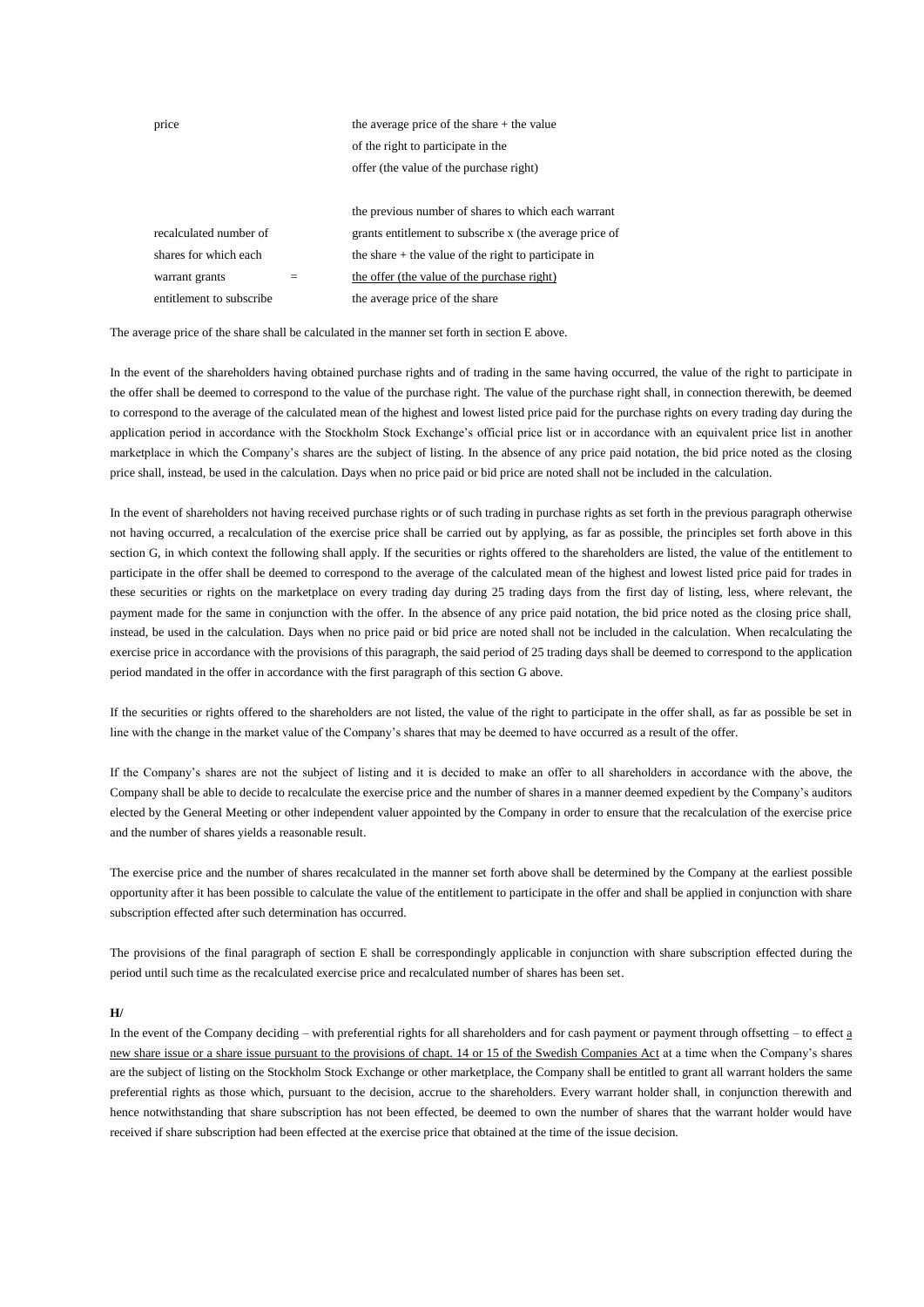price the average price of the share + the value of the right to participate in the offer (the value of the purchase right)

$$\text{recalculated number of shares for which each warrant grants entitlement to subscribe} = \frac{\text{the previous number of shares to which each warrant grants entitlement to subscribe} \times (\text{the average price of the share} + \text{the value of the right to participate in the offer (the value of the purchase right)})}{\text{the average price of the share}}$$

The average price of the share shall be calculated in the manner set forth in section E above.

In the event of the shareholders having obtained purchase rights and of trading in the same having occurred, the value of the right to participate in the offer shall be deemed to correspond to the value of the purchase right. The value of the purchase right shall, in connection therewith, be deemed to correspond to the average of the calculated mean of the highest and lowest listed price paid for the purchase rights on every trading day during the application period in accordance with the Stockholm Stock Exchange's official price list or in accordance with an equivalent price list in another marketplace in which the Company's shares are the subject of listing. In the absence of any price paid notation, the bid price noted as the closing price shall, instead, be used in the calculation. Days when no price paid or bid price are noted shall not be included in the calculation.

In the event of shareholders not having received purchase rights or of such trading in purchase rights as set forth in the previous paragraph otherwise not having occurred, a recalculation of the exercise price shall be carried out by applying, as far as possible, the principles set forth above in this section G, in which context the following shall apply. If the securities or rights offered to the shareholders are listed, the value of the entitlement to participate in the offer shall be deemed to correspond to the average of the calculated mean of the highest and lowest listed price paid for trades in these securities or rights on the marketplace on every trading day during 25 trading days from the first day of listing, less, where relevant, the payment made for the same in conjunction with the offer. In the absence of any price paid notation, the bid price noted as the closing price shall, instead, be used in the calculation. Days when no price paid or bid price are noted shall not be included in the calculation. When recalculating the exercise price in accordance with the provisions of this paragraph, the said period of 25 trading days shall be deemed to correspond to the application period mandated in the offer in accordance with the first paragraph of this section G above.

If the securities or rights offered to the shareholders are not listed, the value of the right to participate in the offer shall, as far as possible be set in line with the change in the market value of the Company's shares that may be deemed to have occurred as a result of the offer.

If the Company's shares are not the subject of listing and it is decided to make an offer to all shareholders in accordance with the above, the Company shall be able to decide to recalculate the exercise price and the number of shares in a manner deemed expedient by the Company's auditors elected by the General Meeting or other independent valuer appointed by the Company in order to ensure that the recalculation of the exercise price and the number of shares yields a reasonable result.

The exercise price and the number of shares recalculated in the manner set forth above shall be determined by the Company at the earliest possible opportunity after it has been possible to calculate the value of the entitlement to participate in the offer and shall be applied in conjunction with share subscription effected after such determination has occurred.

The provisions of the final paragraph of section E shall be correspondingly applicable in conjunction with share subscription effected during the period until such time as the recalculated exercise price and recalculated number of shares has been set.

**H/**

In the event of the Company deciding – with preferential rights for all shareholders and for cash payment or payment through offsetting – to effect a new share issue or a share issue pursuant to the provisions of chapt. 14 or 15 of the Swedish Companies Act at a time when the Company's shares are the subject of listing on the Stockholm Stock Exchange or other marketplace, the Company shall be entitled to grant all warrant holders the same preferential rights as those which, pursuant to the decision, accrue to the shareholders. Every warrant holder shall, in conjunction therewith and hence notwithstanding that share subscription has not been effected, be deemed to own the number of shares that the warrant holder would have received if share subscription had been effected at the exercise price that obtained at the time of the issue decision.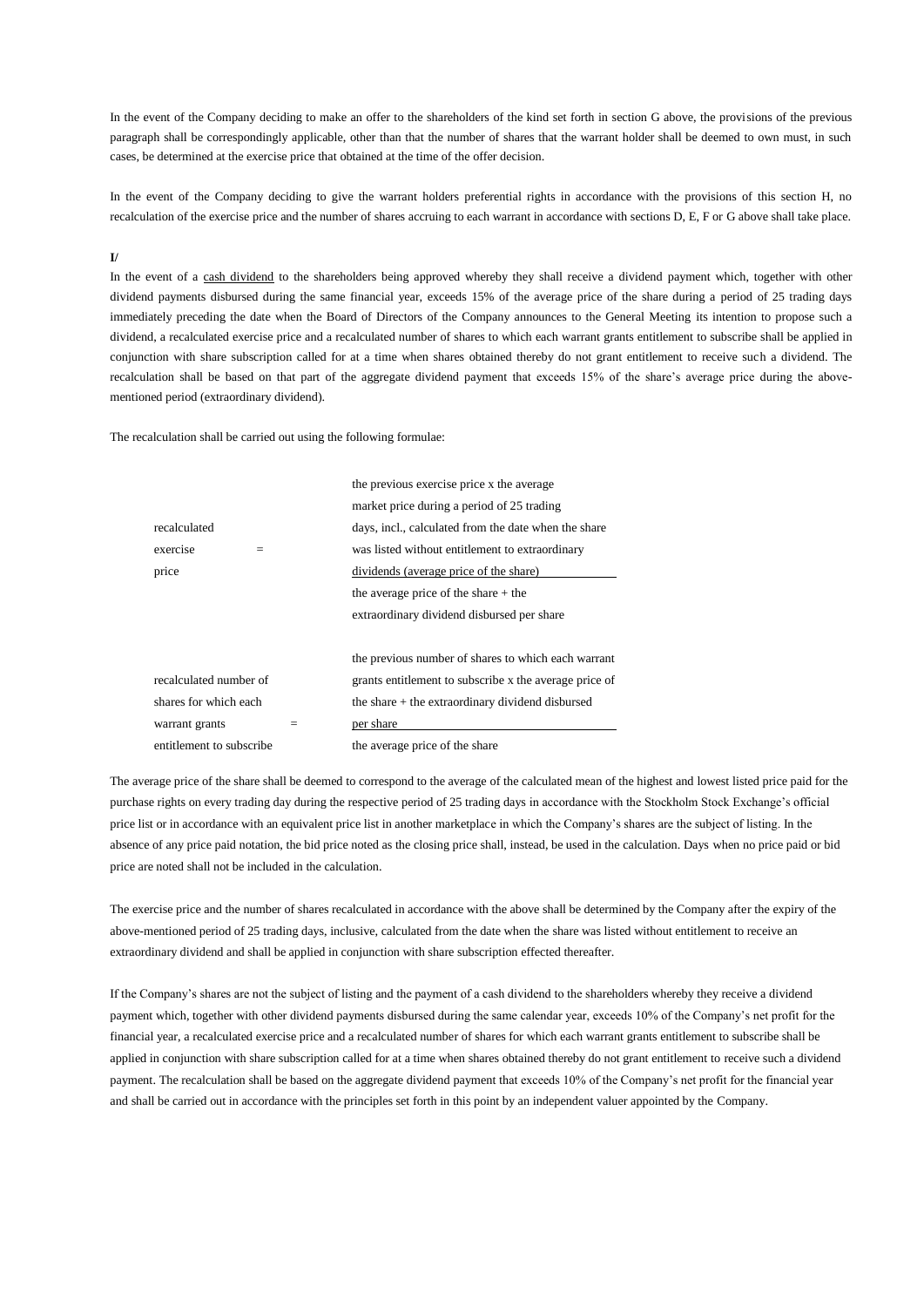In the event of the Company deciding to make an offer to the shareholders of the kind set forth in section G above, the provisions of the previous paragraph shall be correspondingly applicable, other than that the number of shares that the warrant holder shall be deemed to own must, in such cases, be determined at the exercise price that obtained at the time of the offer decision.

In the event of the Company deciding to give the warrant holders preferential rights in accordance with the provisions of this section H, no recalculation of the exercise price and the number of shares accruing to each warrant in accordance with sections D, E, F or G above shall take place.

**I/**

In the event of a cash dividend to the shareholders being approved whereby they shall receive a dividend payment which, together with other dividend payments disbursed during the same financial year, exceeds 15% of the average price of the share during a period of 25 trading days immediately preceding the date when the Board of Directors of the Company announces to the General Meeting its intention to propose such a dividend, a recalculated exercise price and a recalculated number of shares to which each warrant grants entitlement to subscribe shall be applied in conjunction with share subscription called for at a time when shares obtained thereby do not grant entitlement to receive such a dividend. The recalculation shall be based on that part of the aggregate dividend payment that exceeds 15% of the share's average price during the above-mentioned period (extraordinary dividend).

The recalculation shall be carried out using the following formulae:

$$\text{recalculated exercise price} = \frac{\text{the previous exercise price x the average market price during a period of 25 trading days, incl., calculated from the date when the share was listed without entitlement to extraordinary dividends (average price of the share)}}{\text{the average price of the share + the extraordinary dividend disbursed per share}}$$

$$\text{recalculated number of shares for which each warrant grants entitlement to subscribe} = \frac{\text{the previous number of shares to which each warrant grants entitlement to subscribe x the average price of the share + the extraordinary dividend disbursed per share}}{\text{the average price of the share}}$$

The average price of the share shall be deemed to correspond to the average of the calculated mean of the highest and lowest listed price paid for the purchase rights on every trading day during the respective period of 25 trading days in accordance with the Stockholm Stock Exchange's official price list or in accordance with an equivalent price list in another marketplace in which the Company's shares are the subject of listing. In the absence of any price paid notation, the bid price noted as the closing price shall, instead, be used in the calculation. Days when no price paid or bid price are noted shall not be included in the calculation.

The exercise price and the number of shares recalculated in accordance with the above shall be determined by the Company after the expiry of the above-mentioned period of 25 trading days, inclusive, calculated from the date when the share was listed without entitlement to receive an extraordinary dividend and shall be applied in conjunction with share subscription effected thereafter.

If the Company's shares are not the subject of listing and the payment of a cash dividend to the shareholders whereby they receive a dividend payment which, together with other dividend payments disbursed during the same calendar year, exceeds 10% of the Company's net profit for the financial year, a recalculated exercise price and a recalculated number of shares for which each warrant grants entitlement to subscribe shall be applied in conjunction with share subscription called for at a time when shares obtained thereby do not grant entitlement to receive such a dividend payment. The recalculation shall be based on the aggregate dividend payment that exceeds 10% of the Company's net profit for the financial year and shall be carried out in accordance with the principles set forth in this point by an independent valuer appointed by the Company.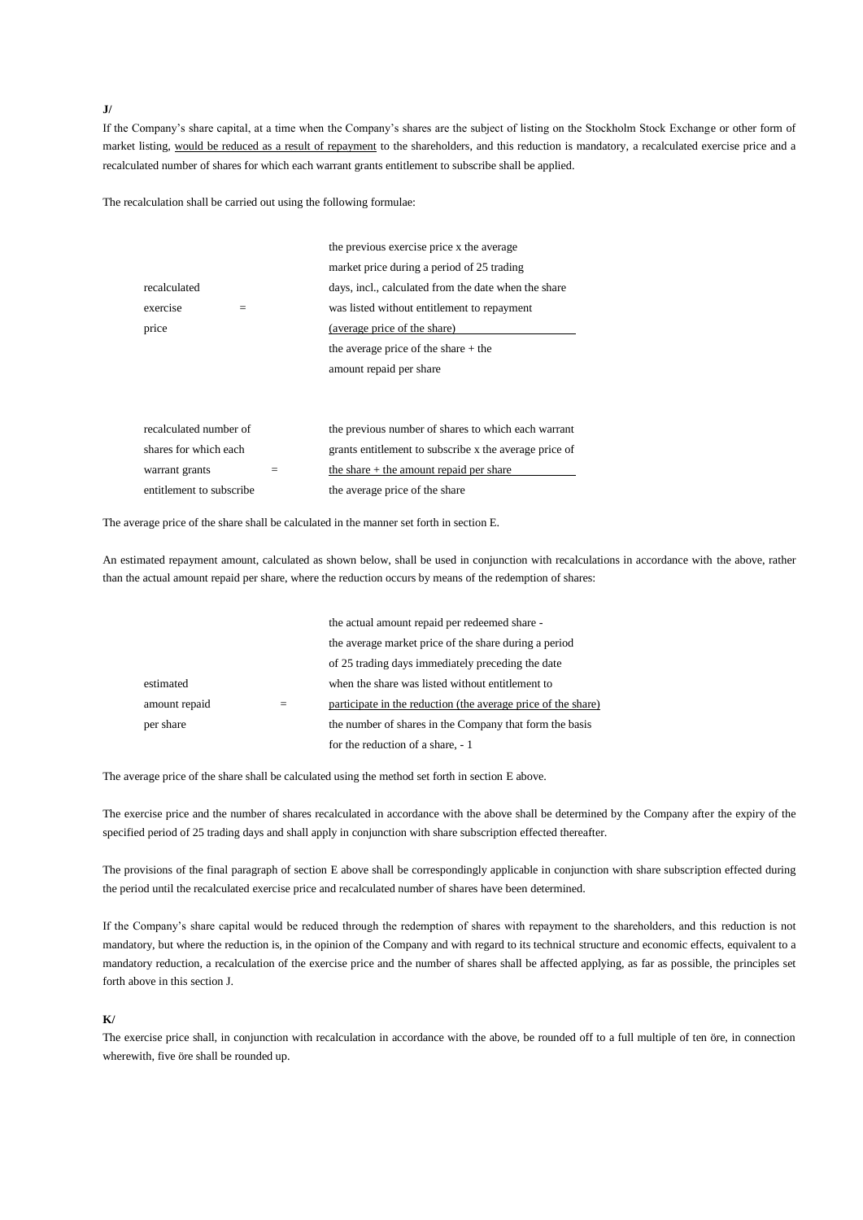**J/**

If the Company's share capital, at a time when the Company's shares are the subject of listing on the Stockholm Stock Exchange or other form of market listing, would be reduced as a result of repayment to the shareholders, and this reduction is mandatory, a recalculated exercise price and a recalculated number of shares for which each warrant grants entitlement to subscribe shall be applied.

The recalculation shall be carried out using the following formulae:

$$\text{recalculated exercise price} = \frac{\text{the previous exercise price x the average market price during a period of 25 trading days, incl., calculated from the date when the share was listed without entitlement to repayment (average price of the share)}}{\text{the average price of the share + the amount repaid per share}}$$

$$\text{recalculated number of shares for which each warrant grants entitlement to subscribe} = \frac{\text{the previous number of shares to which each warrant grants entitlement to subscribe x the average price of the share + the amount repaid per share}}{\text{the average price of the share}}$$

The average price of the share shall be calculated in the manner set forth in section E.

An estimated repayment amount, calculated as shown below, shall be used in conjunction with recalculations in accordance with the above, rather than the actual amount repaid per share, where the reduction occurs by means of the redemption of shares:

$$\text{estimated amount repaid per share} = \frac{\text{the actual amount repaid per redeemed share - the average market price of the share during a period of 25 trading days immediately preceding the date when the share was listed without entitlement to participate in the reduction (the average price of the share)}}{\text{the number of shares in the Company that form the basis for the reduction of a share, - 1}}$$

The average price of the share shall be calculated using the method set forth in section E above.

The exercise price and the number of shares recalculated in accordance with the above shall be determined by the Company after the expiry of the specified period of 25 trading days and shall apply in conjunction with share subscription effected thereafter.

The provisions of the final paragraph of section E above shall be correspondingly applicable in conjunction with share subscription effected during the period until the recalculated exercise price and recalculated number of shares have been determined.

If the Company's share capital would be reduced through the redemption of shares with repayment to the shareholders, and this reduction is not mandatory, but where the reduction is, in the opinion of the Company and with regard to its technical structure and economic effects, equivalent to a mandatory reduction, a recalculation of the exercise price and the number of shares shall be affected applying, as far as possible, the principles set forth above in this section J.

**K/**

The exercise price shall, in conjunction with recalculation in accordance with the above, be rounded off to a full multiple of ten öre, in connection wherewith, five öre shall be rounded up.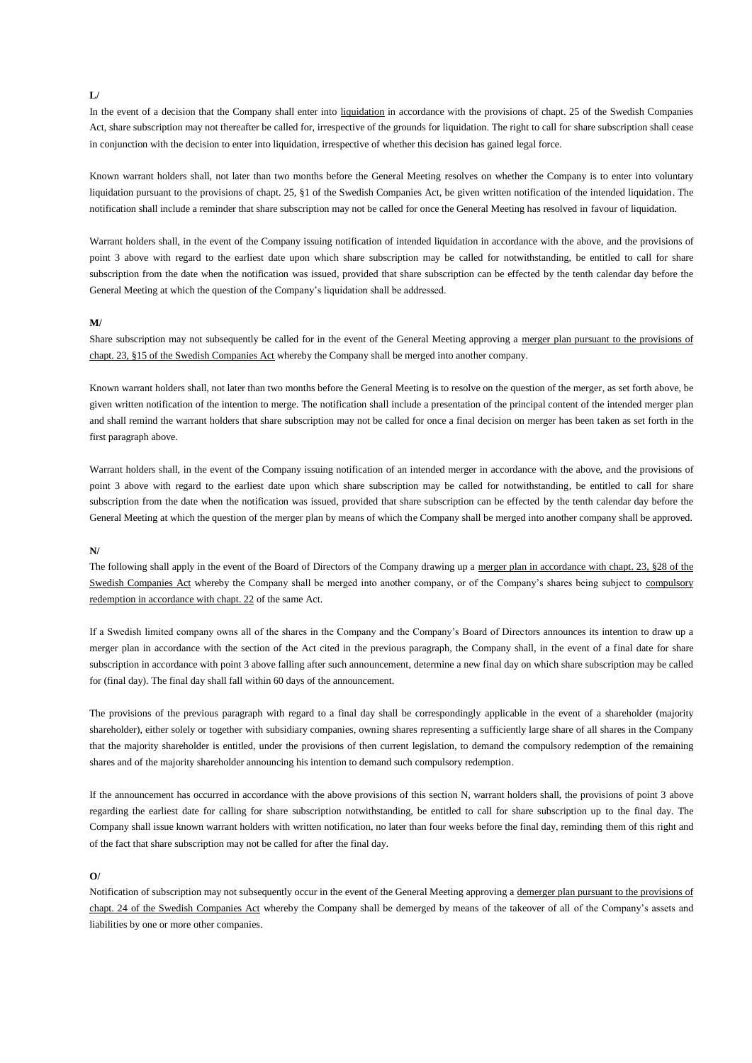**L/**

In the event of a decision that the Company shall enter into liquidation in accordance with the provisions of chapt. 25 of the Swedish Companies Act, share subscription may not thereafter be called for, irrespective of the grounds for liquidation. The right to call for share subscription shall cease in conjunction with the decision to enter into liquidation, irrespective of whether this decision has gained legal force.

Known warrant holders shall, not later than two months before the General Meeting resolves on whether the Company is to enter into voluntary liquidation pursuant to the provisions of chapt. 25, §1 of the Swedish Companies Act, be given written notification of the intended liquidation. The notification shall include a reminder that share subscription may not be called for once the General Meeting has resolved in favour of liquidation.

Warrant holders shall, in the event of the Company issuing notification of intended liquidation in accordance with the above, and the provisions of point 3 above with regard to the earliest date upon which share subscription may be called for notwithstanding, be entitled to call for share subscription from the date when the notification was issued, provided that share subscription can be effected by the tenth calendar day before the General Meeting at which the question of the Company's liquidation shall be addressed.

**M/**

Share subscription may not subsequently be called for in the event of the General Meeting approving a merger plan pursuant to the provisions of chapt. 23, §15 of the Swedish Companies Act whereby the Company shall be merged into another company.

Known warrant holders shall, not later than two months before the General Meeting is to resolve on the question of the merger, as set forth above, be given written notification of the intention to merge. The notification shall include a presentation of the principal content of the intended merger plan and shall remind the warrant holders that share subscription may not be called for once a final decision on merger has been taken as set forth in the first paragraph above.

Warrant holders shall, in the event of the Company issuing notification of an intended merger in accordance with the above, and the provisions of point 3 above with regard to the earliest date upon which share subscription may be called for notwithstanding, be entitled to call for share subscription from the date when the notification was issued, provided that share subscription can be effected by the tenth calendar day before the General Meeting at which the question of the merger plan by means of which the Company shall be merged into another company shall be approved.

**N/**

The following shall apply in the event of the Board of Directors of the Company drawing up a merger plan in accordance with chapt. 23, §28 of the Swedish Companies Act whereby the Company shall be merged into another company, or of the Company's shares being subject to compulsory redemption in accordance with chapt. 22 of the same Act.

If a Swedish limited company owns all of the shares in the Company and the Company's Board of Directors announces its intention to draw up a merger plan in accordance with the section of the Act cited in the previous paragraph, the Company shall, in the event of a final date for share subscription in accordance with point 3 above falling after such announcement, determine a new final day on which share subscription may be called for (final day). The final day shall fall within 60 days of the announcement.

The provisions of the previous paragraph with regard to a final day shall be correspondingly applicable in the event of a shareholder (majority shareholder), either solely or together with subsidiary companies, owning shares representing a sufficiently large share of all shares in the Company that the majority shareholder is entitled, under the provisions of then current legislation, to demand the compulsory redemption of the remaining shares and of the majority shareholder announcing his intention to demand such compulsory redemption.

If the announcement has occurred in accordance with the above provisions of this section N, warrant holders shall, the provisions of point 3 above regarding the earliest date for calling for share subscription notwithstanding, be entitled to call for share subscription up to the final day. The Company shall issue known warrant holders with written notification, no later than four weeks before the final day, reminding them of this right and of the fact that share subscription may not be called for after the final day.

**O/**

Notification of subscription may not subsequently occur in the event of the General Meeting approving a demerger plan pursuant to the provisions of chapt. 24 of the Swedish Companies Act whereby the Company shall be demerged by means of the takeover of all of the Company's assets and liabilities by one or more other companies.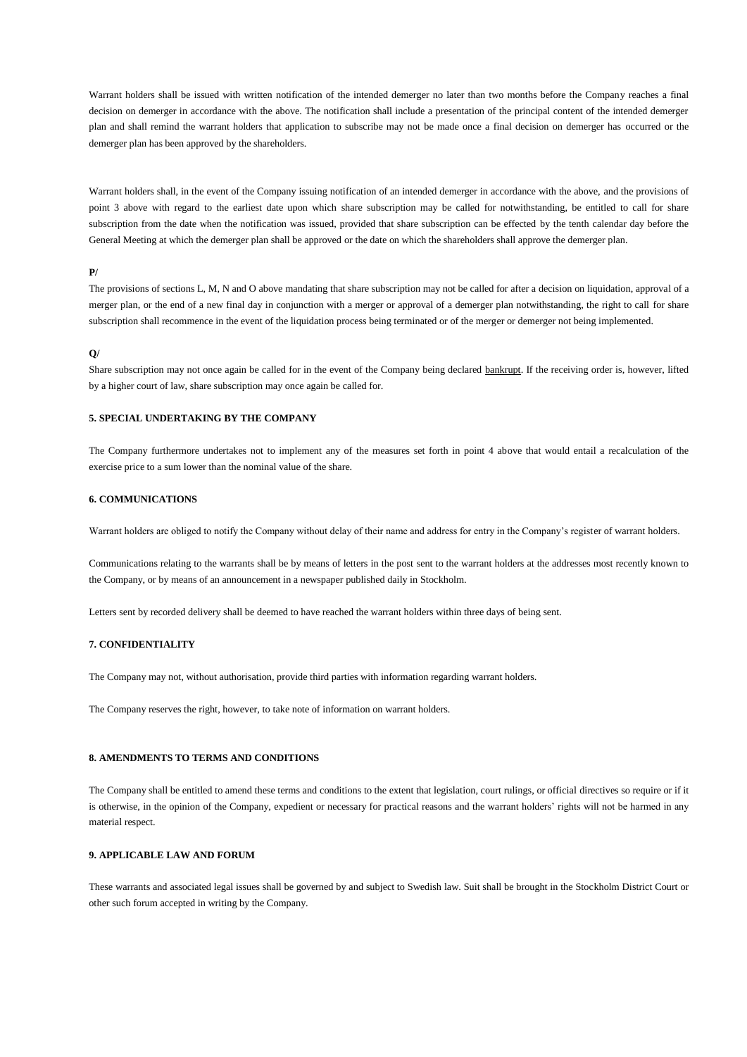Warrant holders shall be issued with written notification of the intended demerger no later than two months before the Company reaches a final decision on demerger in accordance with the above. The notification shall include a presentation of the principal content of the intended demerger plan and shall remind the warrant holders that application to subscribe may not be made once a final decision on demerger has occurred or the demerger plan has been approved by the shareholders.

Warrant holders shall, in the event of the Company issuing notification of an intended demerger in accordance with the above, and the provisions of point 3 above with regard to the earliest date upon which share subscription may be called for notwithstanding, be entitled to call for share subscription from the date when the notification was issued, provided that share subscription can be effected by the tenth calendar day before the General Meeting at which the demerger plan shall be approved or the date on which the shareholders shall approve the demerger plan.

**P/**

The provisions of sections L, M, N and O above mandating that share subscription may not be called for after a decision on liquidation, approval of a merger plan, or the end of a new final day in conjunction with a merger or approval of a demerger plan notwithstanding, the right to call for share subscription shall recommence in the event of the liquidation process being terminated or of the merger or demerger not being implemented.

**Q/**

Share subscription may not once again be called for in the event of the Company being declared bankrupt. If the receiving order is, however, lifted by a higher court of law, share subscription may once again be called for.

**5. SPECIAL UNDERTAKING BY THE COMPANY**

The Company furthermore undertakes not to implement any of the measures set forth in point 4 above that would entail a recalculation of the exercise price to a sum lower than the nominal value of the share.

**6. COMMUNICATIONS**

Warrant holders are obliged to notify the Company without delay of their name and address for entry in the Company's register of warrant holders.

Communications relating to the warrants shall be by means of letters in the post sent to the warrant holders at the addresses most recently known to the Company, or by means of an announcement in a newspaper published daily in Stockholm.

Letters sent by recorded delivery shall be deemed to have reached the warrant holders within three days of being sent.

**7. CONFIDENTIALITY**

The Company may not, without authorisation, provide third parties with information regarding warrant holders.

The Company reserves the right, however, to take note of information on warrant holders.

**8. AMENDMENTS TO TERMS AND CONDITIONS**

The Company shall be entitled to amend these terms and conditions to the extent that legislation, court rulings, or official directives so require or if it is otherwise, in the opinion of the Company, expedient or necessary for practical reasons and the warrant holders' rights will not be harmed in any material respect.

**9. APPLICABLE LAW AND FORUM**

These warrants and associated legal issues shall be governed by and subject to Swedish law. Suit shall be brought in the Stockholm District Court or other such forum accepted in writing by the Company.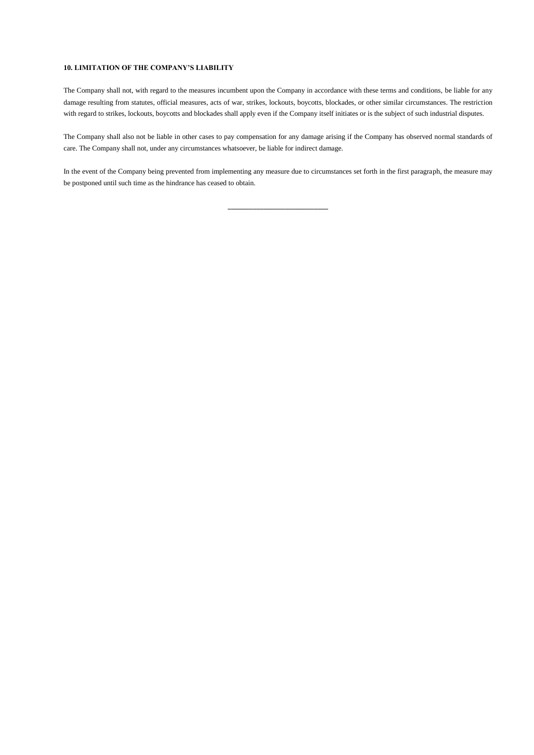**10. LIMITATION OF THE COMPANY'S LIABILITY**

The Company shall not, with regard to the measures incumbent upon the Company in accordance with these terms and conditions, be liable for any damage resulting from statutes, official measures, acts of war, strikes, lockouts, boycotts, blockades, or other similar circumstances. The restriction with regard to strikes, lockouts, boycotts and blockades shall apply even if the Company itself initiates or is the subject of such industrial disputes.

The Company shall also not be liable in other cases to pay compensation for any damage arising if the Company has observed normal standards of care. The Company shall not, under any circumstances whatsoever, be liable for indirect damage.

In the event of the Company being prevented from implementing any measure due to circumstances set forth in the first paragraph, the measure may be postponed until such time as the hindrance has ceased to obtain.

---